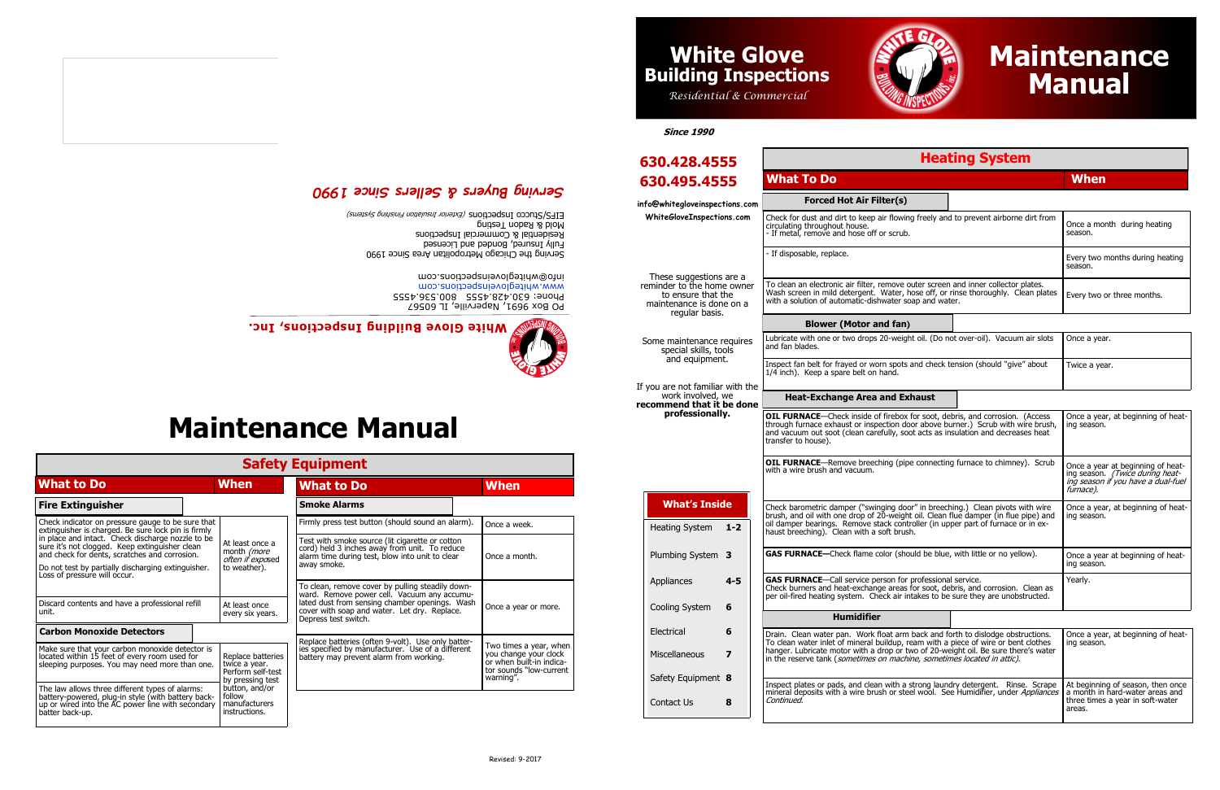*Serving Buyers & Sellers Since 1990*

EIFS/Stucco Inspections (*Exterior Insulation Finishing Systems*)
Mold & Radon Testing
Residential & Commercial Inspections
Fully Insured, Bonded and Licensed
Serving the Chicago Metropolitan Area Since 1990

info@whitegloveinspections.com
www.whitegloveinspections.com
Phone: 630.428.4555 800.536.4555
PO Box 9691, Naperville, IL 60567

**White Glove Building Inspections, Inc.**

# Maintenance Manual

## Safety Equipment

| What to Do | When |
|---|---|
| **Fire Extinguisher** | |
| Check indicator on pressure gauge to be sure that extinguisher is charged. Be sure lock pin is firmly in place and intact. Check discharge nozzle to be sure it's not clogged. Keep extinguisher clean and check for dents, scratches and corrosion. Do not test by partially discharging extinguisher. Loss of pressure will occur. | At least once a month *(more often if exposed to weather)*. |
| Discard contents and have a professional refill unit. | At least once every six years. |
| **Carbon Monoxide Detectors** | |
| Make sure that your carbon monoxide detector is located within 15 feet of every room used for sleeping purposes. You may need more than one. | Replace batteries twice a year. Perform self-test by pressing test button, and/or follow manufacturers instructions. |
| The law allows three different types of alarms: battery-powered, plug-in style (with battery back-up or wired into the AC power line with secondary batter back-up. | |

| What to Do | When |
|---|---|
| **Smoke Alarms** | |
| Firmly press test button (should sound an alarm). | Once a week. |
| Test with smoke source (lit cigarette or cotton cord) held 3 inches away from unit. To reduce alarm time during test, blow into unit to clear away smoke. | Once a month. |
| To clean, remove cover by pulling steadily downward. Remove power cell. Vacuum any accumulated dust from sensing chamber openings. Wash cover with soap and water. Let dry. Replace. Depress test switch. | Once a year or more. |
| Replace batteries (often 9-volt). Use only batteries specified by manufacturer. Use of a different battery may prevent alarm from working. | Two times a year, when you change your clock or when built-in indicator sounds "low-current warning". |

Revised: 9-2017

# White Glove Building Inspections

*Residential & Commercial*

# Maintenance Manual

***Since 1990***

**630.428.4555**
**630.495.4555**

**info@whitegloveinspections.com**
**WhiteGloveInspections.com**

These suggestions are a reminder to the home owner to ensure that the maintenance is done on a regular basis.

Some maintenance requires special skills, tools and equipment.

If you are not familiar with the work involved, we **recommend that it be done professionally.**

| What's Inside | |
|---|---|
| Heating System | 1-2 |
| Plumbing System | 3 |
| Appliances | 4-5 |
| Cooling System | 6 |
| Electrical | 6 |
| Miscellaneous | 7 |
| Safety Equipment | 8 |
| Contact Us | 8 |

## Heating System

| What To Do | When |
|---|---|
| **Forced Hot Air Filter(s)** | |
| Check for dust and dirt to keep air flowing freely and to prevent airborne dirt from circulating throughout house. - If metal, remove and hose off or scrub. | Once a month during heating season. |
| - If disposable, replace. | Every two months during heating season. |
| To clean an electronic air filter, remove outer screen and inner collector plates. Wash screen in mild detergent. Water, hose off, or rinse thoroughly. Clean plates with a solution of automatic-dishwater soap and water. | Every two or three months. |
| **Blower (Motor and fan)** | |
| Lubricate with one or two drops 20-weight oil. (Do not over-oil). Vacuum air slots and fan blades. | Once a year. |
| Inspect fan belt for frayed or worn spots and check tension (should "give" about 1/4 inch). Keep a spare belt on hand. | Twice a year. |
| **Heat-Exchange Area and Exhaust** | |
| **OIL FURNACE**—Check inside of firebox for soot, debris, and corrosion. (Access through furnace exhaust or inspection door above burner.) Scrub with wire brush, and vacuum out soot (clean carefully, soot acts as insulation and decreases heat transfer to house). | Once a year, at beginning of heating season. |
| **OIL FURNACE**—Remove breeching (pipe connecting furnace to chimney). Scrub with a wire brush and vacuum. | Once a year at beginning of heating season. *(Twice during heating season if you have a dual-fuel furnace).* |
| Check barometric damper ("swinging door" in breeching.) Clean pivots with wire brush, and oil with one drop of 20-weight oil. Clean flue damper (in flue pipe) and oil damper bearings. Remove stack controller (in upper part of furnace or in exhaust breeching). Clean with a soft brush. | Once a year, at beginning of heating season. |
| **GAS FURNACE**—Check flame color (should be blue, with little or no yellow). | Once a year at beginning of heating season. |
| **GAS FURNACE**—Call service person for professional service. Check burners and heat-exchange areas for soot, debris, and corrosion. Clean as per oil-fired heating system. Check air intakes to be sure they are unobstructed. | Yearly. |
| **Humidifier** | |
| Drain. Clean water pan. Work float arm back and forth to dislodge obstructions. To clean water inlet of mineral buildup, ream with a piece of wire or bent clothes hanger. Lubricate motor with a drop or two of 20-weight oil. Be sure there's water in the reserve tank (*sometimes on machine, sometimes located in attic).* | Once a year, at beginning of heating season. |
| Inspect plates or pads, and clean with a strong laundry detergent. Rinse. Scrape mineral deposits with a wire brush or steel wool. See Humidifier, under *Appliances Continued.* | At beginning of season, then once a month in hard-water areas and three times a year in soft-water areas. |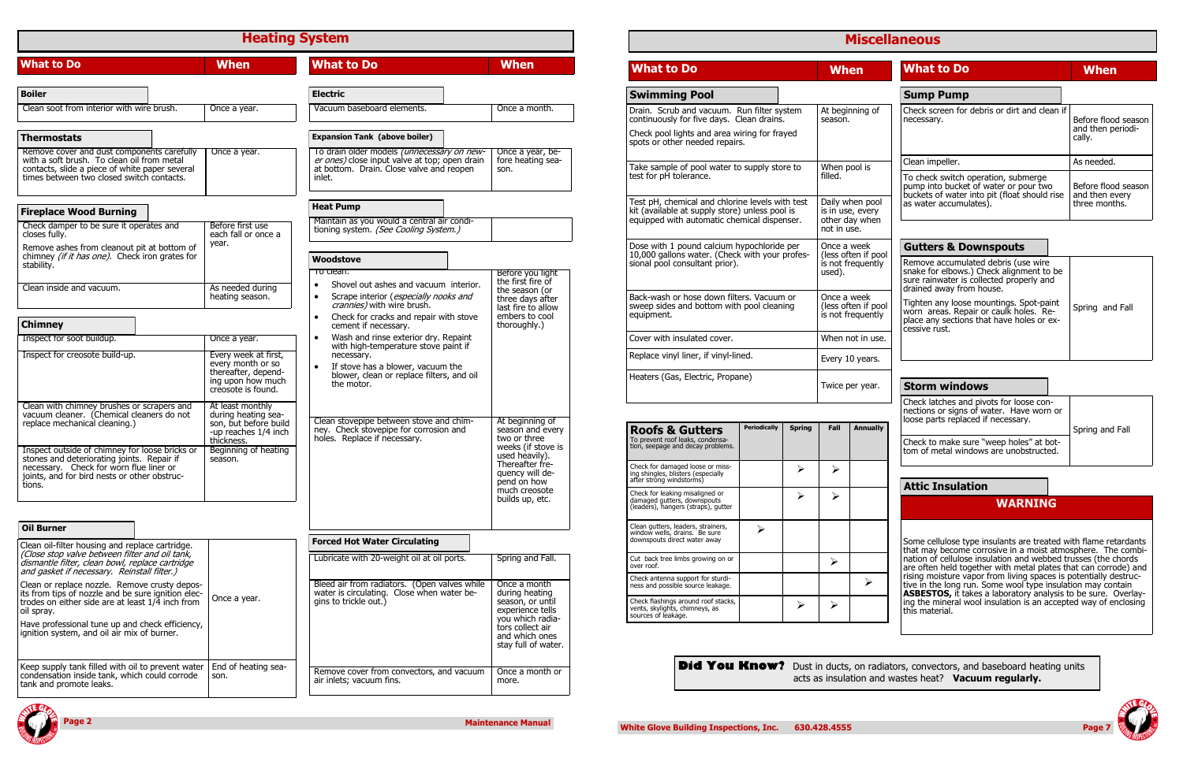# Heating System

| What to Do | When |
|---|---|
| **Boiler** | |
| Clean soot from interior with wire brush. | Once a year. |
| **Thermostats** | |
| Remove cover and dust components carefully with a soft brush. To clean oil from metal contacts, slide a piece of white paper several times between two closed switch contacts. | Once a year. |
| **Fireplace Wood Burning** | |
| Check damper to be sure it operates and closes fully. Remove ashes from cleanout pit at bottom of chimney *(if it has one)*. Check iron grates for stability. | Before first use each fall or once a year. |
| Clean inside and vacuum. | As needed during heating season. |
| **Chimney** | |
| Inspect for soot buildup. | Once a year. |
| Inspect for creosote build-up. | Every week at first, every month or so thereafter, depending upon how much creosote is found. |
| Clean with chimney brushes or scrapers and vacuum cleaner. (Chemical cleaners do not replace mechanical cleaning.) | At least monthly during heating season, but before build-up reaches 1/4 inch thickness. |
| Inspect outside of chimney for loose bricks or stones and deteriorating joints. Repair if necessary. Check for worn flue liner or joints, and for bird nests or other obstructions. | Beginning of heating season. |
| **Oil Burner** | |
| Clean oil-filter housing and replace cartridge. *(Close stop valve between filter and oil tank, dismantle filter, clean bowl, replace cartridge and gasket if necessary. Reinstall filter.)* Clean or replace nozzle. Remove crusty deposits from tips of nozzle and be sure ignition electrodes on either side are at least 1/4 inch from oil spray. Have professional tune up and check efficiency, ignition system, and oil air mix of burner. | Once a year. |
| Keep supply tank filled with oil to prevent water condensation inside tank, which could corrode tank and promote leaks. | End of heating season. |

| What to Do | When |
|---|---|
| **Electric** | |
| Vacuum baseboard elements. | Once a month. |
| **Expansion Tank (above boiler)** | |
| To drain older models *(unnecessary on newer ones)* close input valve at top; open drain at bottom. Drain. Close valve and reopen inlet. | Once a year, before heating season. |
| **Heat Pump** | |
| Maintain as you would a central air conditioning system. *(See Cooling System.)* | |
| **Woodstove** | |
| To clean:<br>• Shovel out ashes and vacuum interior.<br>• Scrape interior (*especially nooks and crannies)* with wire brush.<br>• Check for cracks and repair with stove cement if necessary.<br>• Wash and rinse exterior dry. Repaint with high-temperature stove paint if necessary.<br>• If stove has a blower, vacuum the blower, clean or replace filters, and oil the motor. | Before you light the first fire of the season (or three days after last fire to allow embers to cool thoroughly.) |
| Clean stovepipe between stove and chimney. Check stovepipe for corrosion and holes. Replace if necessary. | At beginning of season and every two or three weeks (if stove is used heavily). Thereafter frequency will depend on how much creosote builds up, etc. |
| **Forced Hot Water Circulating** | |
| Lubricate with 20-weight oil at oil ports. | Spring and Fall. |
| Bleed air from radiators. (Open valves while water is circulating. Close when water begins to trickle out.) | Once a month during heating season, or until experience tells you which radiators collect air and which ones stay full of water. |
| Remove cover from convectors, and vacuum air inlets; vacuum fins. | Once a month or more. |

# Miscellaneous

| What to Do | When |
|---|---|
| **Swimming Pool** | |
| Drain. Scrub and vacuum. Run filter system continuously for five days. Clean drains. Check pool lights and area wiring for frayed spots or other needed repairs. | At beginning of season. |
| Take sample of pool water to supply store to test for pH tolerance. | When pool is filled. |
| Test pH, chemical and chlorine levels with test kit (available at supply store) unless pool is equipped with automatic chemical dispenser. | Daily when pool is in use, every other day when not in use. |
| Dose with 1 pound calcium hypochloride per 10,000 gallons water. (Check with your professional pool consultant prior). | Once a week (less often if pool is not frequently used). |
| Back-wash or hose down filters. Vacuum or sweep sides and bottom with pool cleaning equipment. | Once a week (less often if pool is not frequently |
| Cover with insulated cover. | When not in use. |
| Replace vinyl liner, if vinyl-lined. | Every 10 years. |
| Heaters (Gas, Electric, Propane) | Twice per year. |

| **Roofs & Gutters** To prevent roof leaks, condensation, seepage and decay problems. | Periodically | Spring | Fall | Annually |
|---|---|---|---|---|
| Check for damaged loose or missing shingles, blisters (especially after strong windstorms) | | ➢ | ➢ | |
| Check for leaking misaligned or damaged gutters, downspouts (leaders), hangers (straps), gutter | | ➢ | ➢ | |
| Clean gutters, leaders, strainers, window wells, drains. Be sure downspouts direct water away | ➢ | | | |
| Cut back tree limbs growing on or over roof. | | | ➢ | |
| Check antenna support for sturdiness and possible source leakage. | | | | ➢ |
| Check flashings around roof stacks, vents, skylights, chimneys, as sources of leakage. | | ➢ | ➢ | |

| What to Do | When |
|---|---|
| **Sump Pump** | |
| Check screen for debris or dirt and clean if necessary. | Before flood season and then periodically. |
| Clean impeller. | As needed. |
| To check switch operation, submerge pump into bucket of water or pour two buckets of water into pit (float should rise as water accumulates). | Before flood season and then every three months. |
| **Gutters & Downspouts** | |
| Remove accumulated debris (use wire snake for elbows.) Check alignment to be sure rainwater is collected properly and drained away from house. Tighten any loose mountings. Spot-paint worn areas. Repair or caulk holes. Replace any sections that have holes or excessive rust. | Spring and Fall |
| **Storm windows** | |
| Check latches and pivots for loose connections or signs of water. Have worn or loose parts replaced if necessary. Check to make sure "weep holes" at bottom of metal windows are unobstructed. | Spring and Fall |

## Attic Insulation

### WARNING

Some cellulose type insulants are treated with flame retardants that may become corrosive in a moist atmosphere. The combination of cellulose insulation and webbed trusses (the chords are often held together with metal plates that can corrode) and rising moisture vapor from living spaces is potentially destructive in the long run. Some wool type insulation may contain **ASBESTOS,** it takes a laboratory analysis to be sure. Overlaying the mineral wool insulation is an accepted way of enclosing this material.

**Did You Know?** Dust in ducts, on radiators, convectors, and baseboard heating units acts as insulation and wastes heat? **Vacuum regularly.**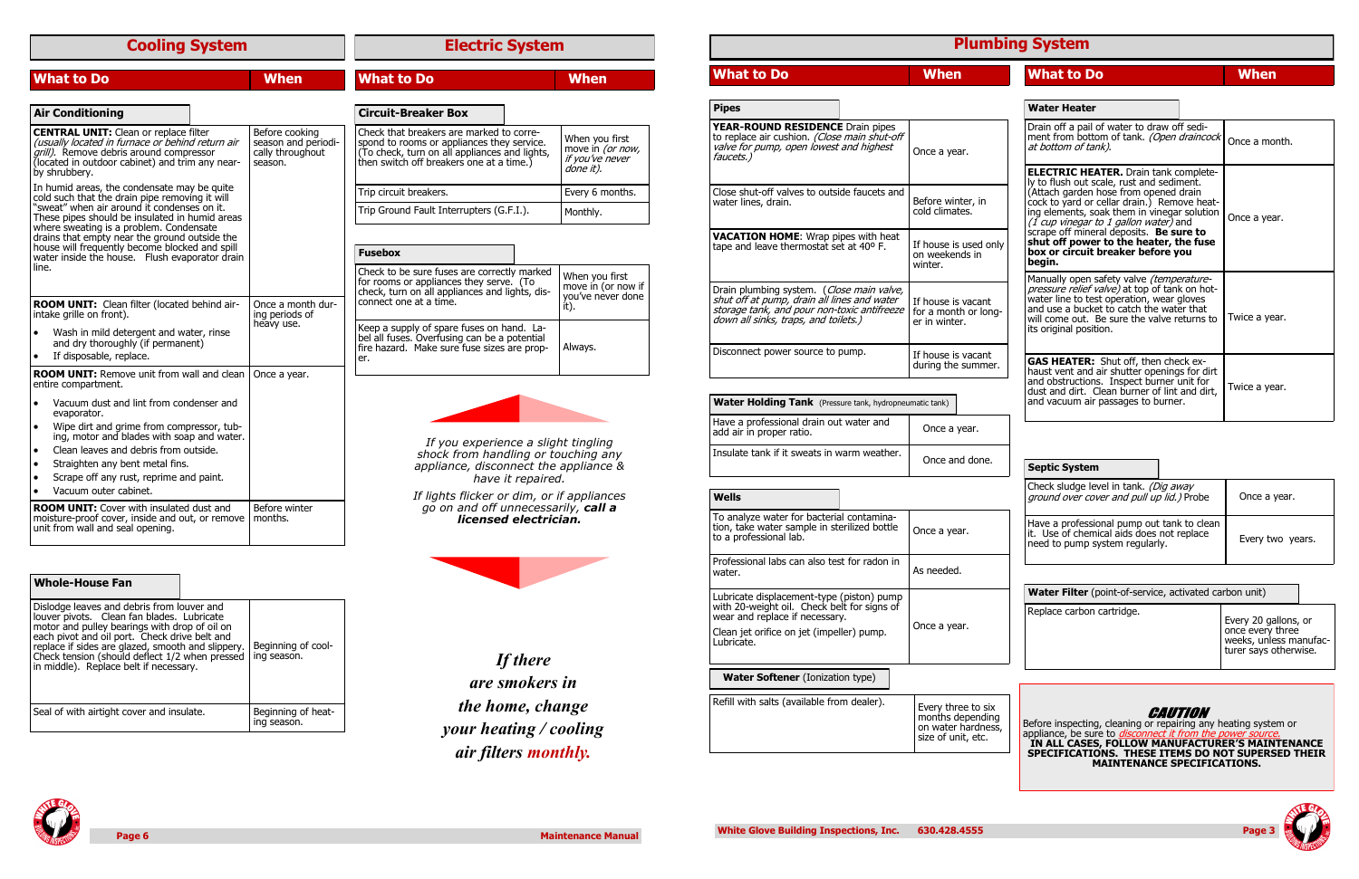# Cooling System

| What to Do | When |
|---|---|

## Air Conditioning

| What to Do | When |
|---|---|
| **CENTRAL UNIT:** Clean or replace filter *(usually located in furnace or behind return air grill)*. Remove debris around compressor (located in outdoor cabinet) and trim any near-by shrubbery.<br><br>In humid areas, the condensate may be quite cold such that the drain pipe removing it will "sweat" when air around it condenses on it. These pipes should be insulated in humid areas where sweating is a problem. Condensate drains that empty near the ground outside the house will frequently become blocked and spill water inside the house. Flush evaporator drain line. | Before cooking season and periodically throughout season. |
| **ROOM UNIT:** Clean filter (located behind air-intake grille on front).<br>• Wash in mild detergent and water, rinse and dry thoroughly (if permanent)<br>• If disposable, replace. | Once a month during periods of heavy use. |
| **ROOM UNIT:** Remove unit from wall and clean entire compartment.<br>• Vacuum dust and lint from condenser and evaporator.<br>• Wipe dirt and grime from compressor, tubing, motor and blades with soap and water.<br>• Clean leaves and debris from outside.<br>• Straighten any bent metal fins.<br>• Scrape off any rust, reprime and paint.<br>• Vacuum outer cabinet. | Once a year. |
| **ROOM UNIT:** Cover with insulated dust and moisture-proof cover, inside and out, or remove unit from wall and seal opening. | Before winter months. |

## Whole-House Fan

| What to Do | When |
|---|---|
| Dislodge leaves and debris from louver and louver pivots. Clean fan blades. Lubricate motor and pulley bearings with drop of oil on each pivot and oil port. Check drive belt and replace if sides are glazed, smooth and slippery. Check tension (should deflect 1/2 when pressed in middle). Replace belt if necessary. | Beginning of cooling season. |
| Seal of with airtight cover and insulate. | Beginning of heating season. |

# Electric System

| What to Do | When |
|---|---|

## Circuit-Breaker Box

| What to Do | When |
|---|---|
| Check that breakers are correctly marked to correspond to rooms or appliances they service. (To check, turn on all appliances and lights, then switch off breakers one at a time.) | When you first move in *(or now, if you've never done it)*. |
| Trip circuit breakers. | Every 6 months. |
| Trip Ground Fault Interrupters (G.F.I.). | Monthly. |

## Fusebox

| What to Do | When |
|---|---|
| Check to be sure fuses are correctly marked for rooms or appliances they serve. (To check, turn on all appliances and lights, disconnect one at a time. | When you first move in (or now if you've never done it). |
| Keep a supply of spare fuses on hand. Label all fuses. Overfusing can be a potential fire hazard. Make sure fuse sizes are proper. | Always. |

*If you experience a slight tingling shock from handling or touching any appliance, disconnect the appliance & have it repaired.*

*If lights flicker or dim, or if appliances go on and off unnecessarily, **call a licensed electrician.***

*If there are smokers in the home, change your heating / cooling air filters monthly.*

# Plumbing System

| What to Do | When |
|---|---|

## Pipes

| What to Do | When |
|---|---|
| **YEAR-ROUND RESIDENCE** Drain pipes to replace air cushion. *(Close main shut-off valve for pump, open lowest and highest faucets.)* | Once a year. |
| Close shut-off valves to outside faucets and water lines, drain. | Before winter, in cold climates. |
| **VACATION HOME**: Wrap pipes with heat tape and leave thermostat set at 40° F. | If house is used only on weekends in winter. |
| Drain plumbing system. *(Close main valve, shut off at pump, drain all lines and water storage tank, and pour non-toxic antifreeze down all sinks, traps, and toilets.)* | If house is vacant for a month or longer in winter. |
| Disconnect power source to pump. | If house is vacant during the summer. |

## Water Holding Tank (Pressure tank, hydropneumatic tank)

| What to Do | When |
|---|---|
| Have a professional drain out water and add air in proper ratio. | Once a year. |
| Insulate tank if it sweats in warm weather. | Once and done. |

## Wells

| What to Do | When |
|---|---|
| To analyze water for bacterial contamination, take water sample in sterilized bottle to a professional lab. | Once a year. |
| Professional labs can also test for radon in water. | As needed. |
| Lubricate displacement-type (piston) pump with 20-weight oil. Check belt for signs of wear and replace if necessary.<br><br>Clean jet orifice on jet (impeller) pump. Lubricate. | Once a year. |

## Water Softener (Ionization type)

| What to Do | When |
|---|---|
| Refill with salts (available from dealer). | Every three to six months depending on water hardness, size of unit, etc. |

## Water Heater

| What to Do | When |
|---|---|
| Drain off a pail of water to draw off sediment from bottom of tank. *(Open draincock at bottom of tank).* | Once a month. |
| **ELECTRIC HEATER.** Drain tank completely to flush out scale, rust and sediment. (Attach garden hose from opened drain cock to yard or cellar drain.) Remove heating elements, soak them in vinegar solution *(1 cup vinegar to 1 gallon water)* and scrape off mineral deposits. **Be sure to shut off power to the heater, the fuse box or circuit breaker before you begin.** | Once a year. |
| Manually open safety valve *(temperature-pressure relief valve)* at top of tank on hot-water line to test operation, wear gloves and use a bucket to catch the water that will come out. Be sure the valve returns to its original position. | Twice a year. |
| **GAS HEATER:** Shut off, then check exhaust vent and air shutter openings for dirt and obstructions. Inspect burner unit for dust and dirt. Clean burner of lint and dirt, and vacuum air passages to burner. | Twice a year. |

## Septic System

| What to Do | When |
|---|---|
| Check sludge level in tank. *(Dig away ground over cover and pull up lid.)* Probe | Once a year. |
| Have a professional pump out tank to clean it. Use of chemical aids does not replace need to pump system regularly. | Every two years. |

## Water Filter (point-of-service, activated carbon unit)

| What to Do | When |
|---|---|
| Replace carbon cartridge. | Every 20 gallons, or once every three weeks, unless manufacturer says otherwise. |

**CAUTION**

Before inspecting, cleaning or repairing any heating system or appliance, be sure to *disconnect it from the power source.*
**IN ALL CASES, FOLLOW MANUFACTURER'S MAINTENANCE SPECIFICATIONS. THESE ITEMS DO NOT SUPERSED THEIR MAINTENANCE SPECIFICATIONS.**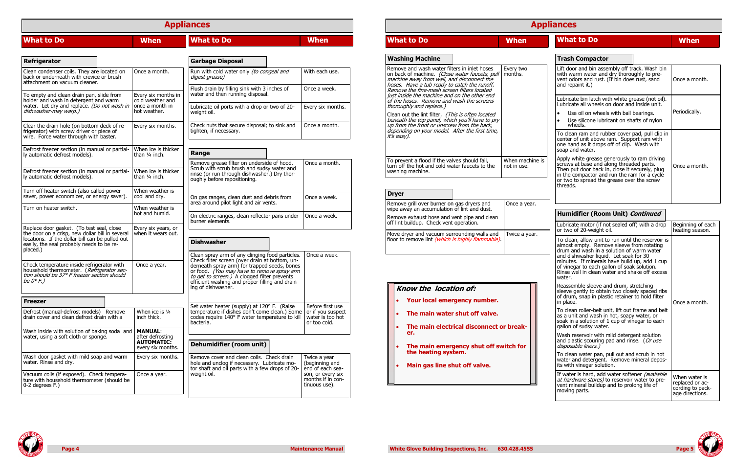# Appliances

### Refrigerator

| What to Do | When |
|---|---|
| Clean condenser coils. They are located on back or underneath with crevice or brush attachment on vacuum cleaner. | Once a month. |
| To empty and clean drain pan, slide from holder and wash in detergent and warm water. Let dry and replace. *(Do not wash in dishwasher-may warp.)* | Every six months in cold weather and once a month in hot weather. |
| Clear the drain hole (on bottom deck of refrigerator) with screw driver or piece of wire. Force water through with baster. | Every six months. |
| Defrost freezer section (in manual or partially automatic defrost models). | When ice is thicker than ¼ inch. |
| Defrost freezer section (in manual or partially automatic defrost models). | When ice is thicker than ¼ inch. |
| Turn off heater switch (also called power saver, power economizer, or energy saver). | When weather is cool and dry. |
| Turn on heater switch. | When weather is hot and humid. |
| Replace door gasket. (To test seal, close the door on a crisp, new dollar bill in several locations. If the dollar bill can be pulled out easily, the seal probably needs to be replaced.) | Every six years, or when it wears out. |
| Check temperature inside refrigerator with household thermometer. *(Refrigerator section should be 37° F freezer section should be 0° F.)* | Once a year. |

### Freezer

| What to Do | When |
|---|---|
| Defrost (manual-defrost models) Remove drain cover and clean defrost drain with a | When ice is ¼ inch thick. |
| Wash inside with solution of baking soda and water, using a soft cloth or sponge. | **MANUAL**: after defrosting **AUTOMATIC:** every six months. |
| Wash door gasket with mild soap and warm water. Rinse and dry. | Every six months. |
| Vacuum coils (if exposed). Check temperature with household thermometer (should be 0-2 degrees F.) | Once a year. |

### Garbage Disposal

| What to Do | When |
|---|---|
| Run with cold water only *(to congeal and digest grease)* | With each use. |
| Flush drain by filling sink with 3 inches of water and then running disposal. | Once a week. |
| Lubricate oil ports with a drop or two of 20-weight oil. | Every six months. |
| Check nuts that secure disposal; to sink and tighten, if necessary. | Once a month. |

### Range

| What to Do | When |
|---|---|
| Remove grease filter on underside of hood. Scrub with scrub brush and sudsy water and rinse (or run through dishwasher.) Dry thoroughly before repositioning. | Once a month. |
| On gas ranges, clean dust and debris from area around pilot light and air vents. | Once a week. |
| On electric ranges, clean reflector pans under burner elements. | Once a week. |

### Dishwasher

| What to Do | When |
|---|---|
| Clean spray arm of any clinging food particles. Check filter screen (over drain at bottom, underneath spray arm) for trapped seeds, bones or food. *(You may have to remove spray arm to get to screen.)* A clogged filter prevents efficient washing and proper filling and draining of dishwasher. | Once a week. |
| Set water heater (supply) at 120° F. (Raise temperature if dishes don't come clean.) Some codes require 140° F water temperature to kill bacteria. | Before first use or if you suspect water is too hot or too cold. |

### Dehumidifier (room unit)

| What to Do | When |
|---|---|
| Remove cover and clean coils. Check drain hole and unclog if necessary. Lubricate motor shaft and oil parts with a few drops of 20-weight oil. | Twice a year (beginning and end of each season, or every six months if in continuous use). |

### Washing Machine

| What to Do | When |
|---|---|
| Remove and wash water filters in inlet hoses on back of machine. *(Close water faucets, pull machine away from wall, and disconnect the hoses. Have a tub ready to catch the runoff. Remove the fine-mesh screen filters located just inside the machine and on the other end of the hoses. Remove and wash the screens thoroughly and replace.)* Clean out the lint filter. *(This is often located beneath the top panel, which you'll have to pry up from the front or unscrew from the back, depending on your model. After the first time, it's easy).* | Every two months. |
| To prevent a flood if the valves should fail, turn off the hot and cold water faucets to the washing machine. | When machine is not in use. |

### Dryer

| What to Do | When |
|---|---|
| Remove grill over burner on gas dryers and wipe away an accumulation of lint and dust. Remove exhaust hose and vent pipe and clean off lint buildup. Check vent operation. | Once a year. |
| Move dryer and vacuum surrounding walls and floor to remove lint *(which is highly flammable)*. | Twice a year. |

### *Know the location of:*

- **Your local emergency number.**
- **The main water shut off valve.**
- **The main electrical disconnect or breaker.**
- **The main emergency shut off switch for the heating system.**
- **Main gas line shut off valve.**

### Trash Compactor

| What to Do | When |
|---|---|
| Lift door and bin assembly off track. Wash bin with warm water and dry thoroughly to prevent odors and rust. (If bin does rust, sand and repaint it.) | Once a month. |
| Lubricate bin latch with white grease (not oil). Lubricate all wheels on door and inside unit.<br>• Use oil on wheels with ball bearings.<br>• Use silicone lubricant on shafts of nylon wheels. | Periodically. |
| To clean ram and rubber cover pad, pull clip in center of unit above ram. Support ram with one hand as it drops off of clip. Wash with soap and water.<br>Apply white grease generously to ram driving screws at base and along threaded parts. Then put door back in, close it securely, plug in the compactor and run the ram for a cycle or two to spread the grease over the screw threads. | Once a month. |

### Humidifier (Room Unit) *Continued*

| What to Do | When |
|---|---|
| Lubricate motor (if not sealed off) with a drop or two of 20-weight oil. | Beginning of each heating season. |
| To clean, allow unit to run until the reservoir is almost empty. Remove sleeve from rotating drum and wash in a solution of warm water and dishwasher liquid. Let soak for 30 minutes. If minerals have build up, add 1 cup of vinegar to each gallon of soak solution. Rinse well in clean water and shake off excess water.<br>Reassemble sleeve and drum, stretching sleeve gently to obtain two closely spaced ribs of drum, snap in plastic retainer to hold filter in place.<br>To clean roller-belt unit, lift out frame and belt as a unit and wash in hot, soapy water, or soak in a solution of 1 cup of vinegar to each gallon of sudsy water.<br>Wash reservoir with mild detergent solution and plastic scouring pad and rinse. *(Or use disposable liners.)*<br>To clean water pan, pull out and scrub in hot water and detergent. Remove mineral deposits with vinegar solution. | Once a month. |
| If water is hard, add water softener *(available at hardware stores)* to reservoir water to prevent mineral buildup and to prolong life of moving parts. | When water is replaced or according to package directions. |

White Glove Building Inspections, Inc. 630.428.4555